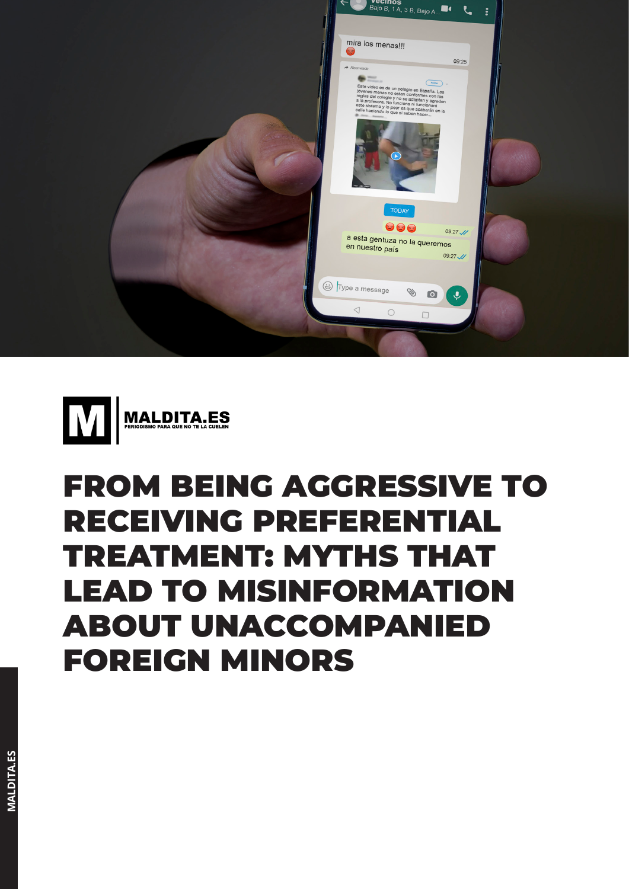MALDITA.ES

PERIODISMO PARA QUE NO TE LA CUELEN

# FROM BEING AGGRESSIVE TO RECEIVING PREFERENTIAL TREATMENT: MYTHS THAT LEAD TO MISINFORMATION ABOUT UNACCOMPANIED FOREIGN MINORS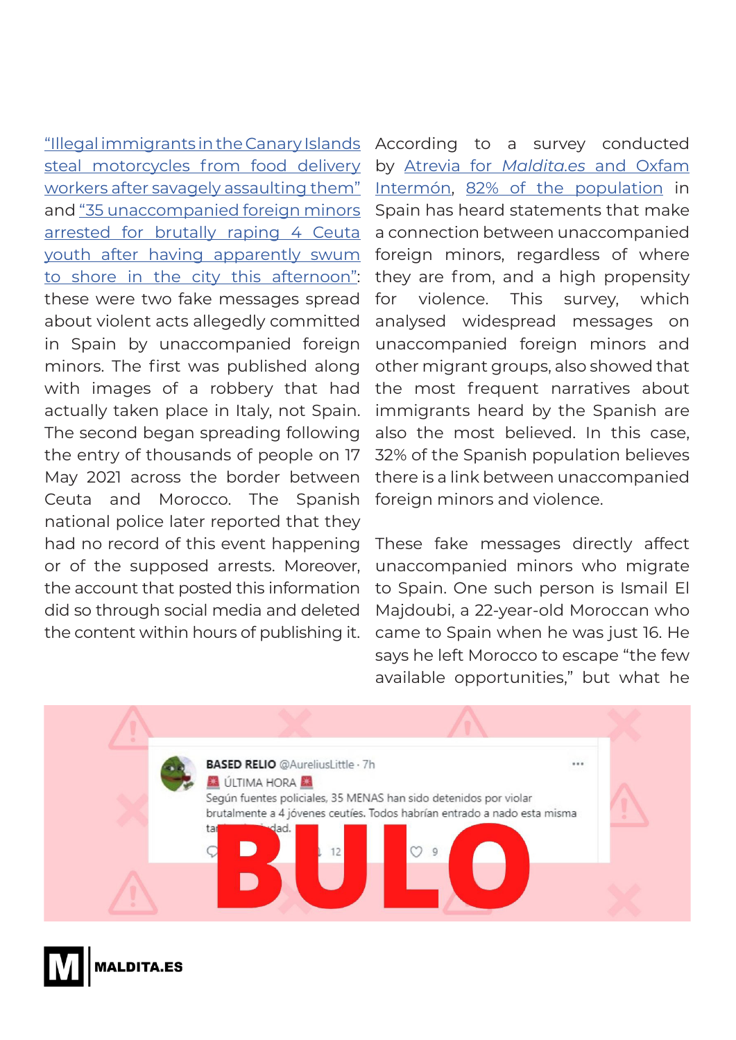"Illegal immigrants in the Canary Islands steal motorcycles from food delivery workers after savagely assaulting them" and "35 unaccompanied foreign minors arrested for brutally raping 4 Ceuta youth after having apparently swum to shore in the city this afternoon": these were two fake messages spread about violent acts allegedly committed in Spain by unaccompanied foreign minors. The first was published along with images of a robbery that had actually taken place in Italy, not Spain. The second began spreading following the entry of thousands of people on 17 May 2021 across the border between Ceuta and Morocco. The Spanish national police later reported that they had no record of this event happening or of the supposed arrests. Moreover, the account that posted this information did so through social media and deleted the content within hours of publishing it.

According to a survey conducted by Atrevia for *Maldita.es* and Oxfam Intermón, 82% of the population in Spain has heard statements that make a connection between unaccompanied foreign minors, regardless of where they are from, and a high propensity for violence. This survey, which analysed widespread messages on unaccompanied foreign minors and other migrant groups, also showed that the most frequent narratives about immigrants heard by the Spanish are also the most believed. In this case, 32% of the Spanish population believes there is a link between unaccompanied foreign minors and violence.

These fake messages directly affect unaccompanied minors who migrate to Spain. One such person is Ismail El Majdoubi, a 22-year-old Moroccan who came to Spain when he was just 16. He says he left Morocco to escape "the few available opportunities," but what he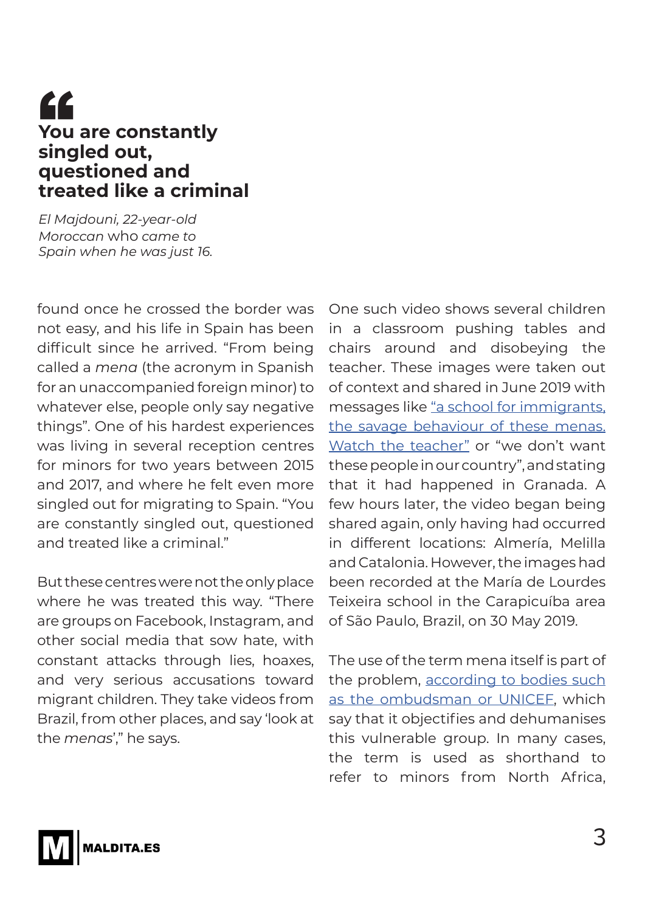> **You are constantly singled out, questioned and treated like a criminal**
>
> *El Majdouni, 22-year-old Moroccan who came to Spain when he was just 16.*

found once he crossed the border was not easy, and his life in Spain has been difficult since he arrived. "From being called a *mena* (the acronym in Spanish for an unaccompanied foreign minor) to whatever else, people only say negative things". One of his hardest experiences was living in several reception centres for minors for two years between 2015 and 2017, and where he felt even more singled out for migrating to Spain. "You are constantly singled out, questioned and treated like a criminal."

But these centres were not the only place where he was treated this way. "There are groups on Facebook, Instagram, and other social media that sow hate, with constant attacks through lies, hoaxes, and very serious accusations toward migrant children. They take videos from Brazil, from other places, and say 'look at the *menas*'," he says.

One such video shows several children in a classroom pushing tables and chairs around and disobeying the teacher. These images were taken out of context and shared in June 2019 with messages like "a school for immigrants, the savage behaviour of these menas. Watch the teacher" or "we don't want these people in our country", and stating that it had happened in Granada. A few hours later, the video began being shared again, only having had occurred in different locations: Almería, Melilla and Catalonia. However, the images had been recorded at the María de Lourdes Teixeira school in the Carapicuíba area of São Paulo, Brazil, on 30 May 2019.

The use of the term mena itself is part of the problem, according to bodies such as the ombudsman or UNICEF, which say that it objectifies and dehumanises this vulnerable group. In many cases, the term is used as shorthand to refer to minors from North Africa,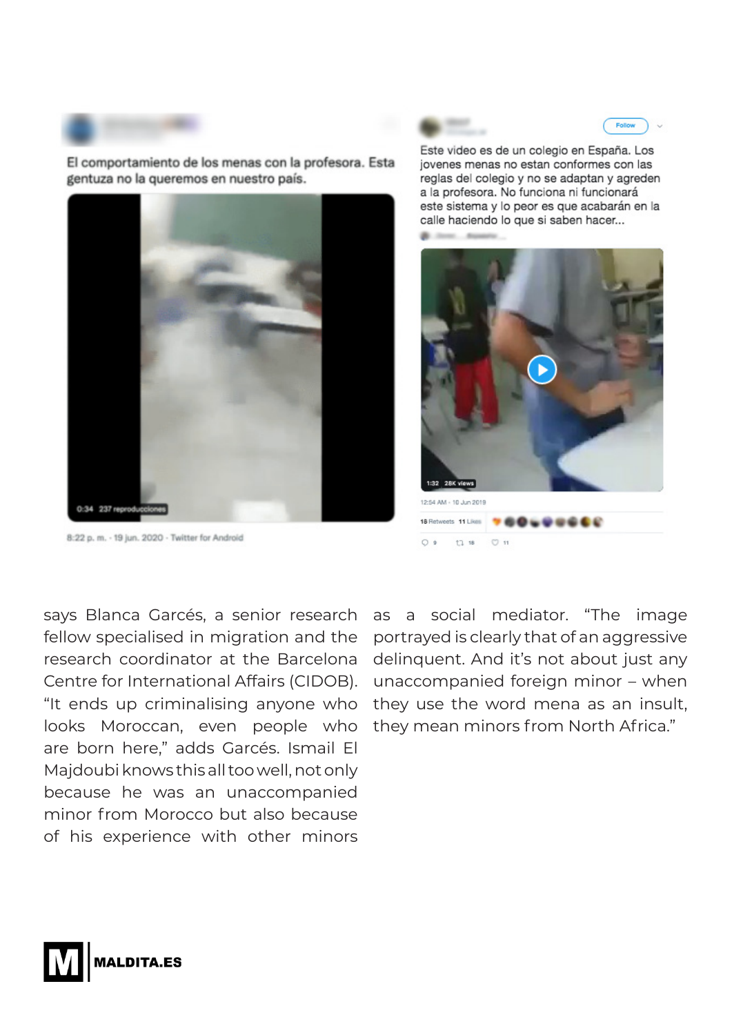> El comportamiento de los menas con la profesora. Esta gentuza no la queremos en nuestro país.
>
> 0:34 237 reproducciones
>
> 8:22 p. m. · 19 jun. 2020 · Twitter for Android

> Este video es de un colegio en España. Los jovenes menas no estan conformes con las reglas del colegio y no se adaptan y agreden a la profesora. No funciona ni funcionará este sistema y lo peor es que acabarán en la calle haciendo lo que si saben hacer...
>
> 1:32 28K views
>
> 12:54 AM · 10 Jun 2019
>
> 18 Retweets 11 Likes

says Blanca Garcés, a senior research fellow specialised in migration and the research coordinator at the Barcelona Centre for International Affairs (CIDOB). "It ends up criminalising anyone who looks Moroccan, even people who are born here," adds Garcés. Ismail El Majdoubi knows this all too well, not only because he was an unaccompanied minor from Morocco but also because of his experience with other minors as a social mediator. "The image portrayed is clearly that of an aggressive delinquent. And it's not about just any unaccompanied foreign minor – when they use the word mena as an insult, they mean minors from North Africa."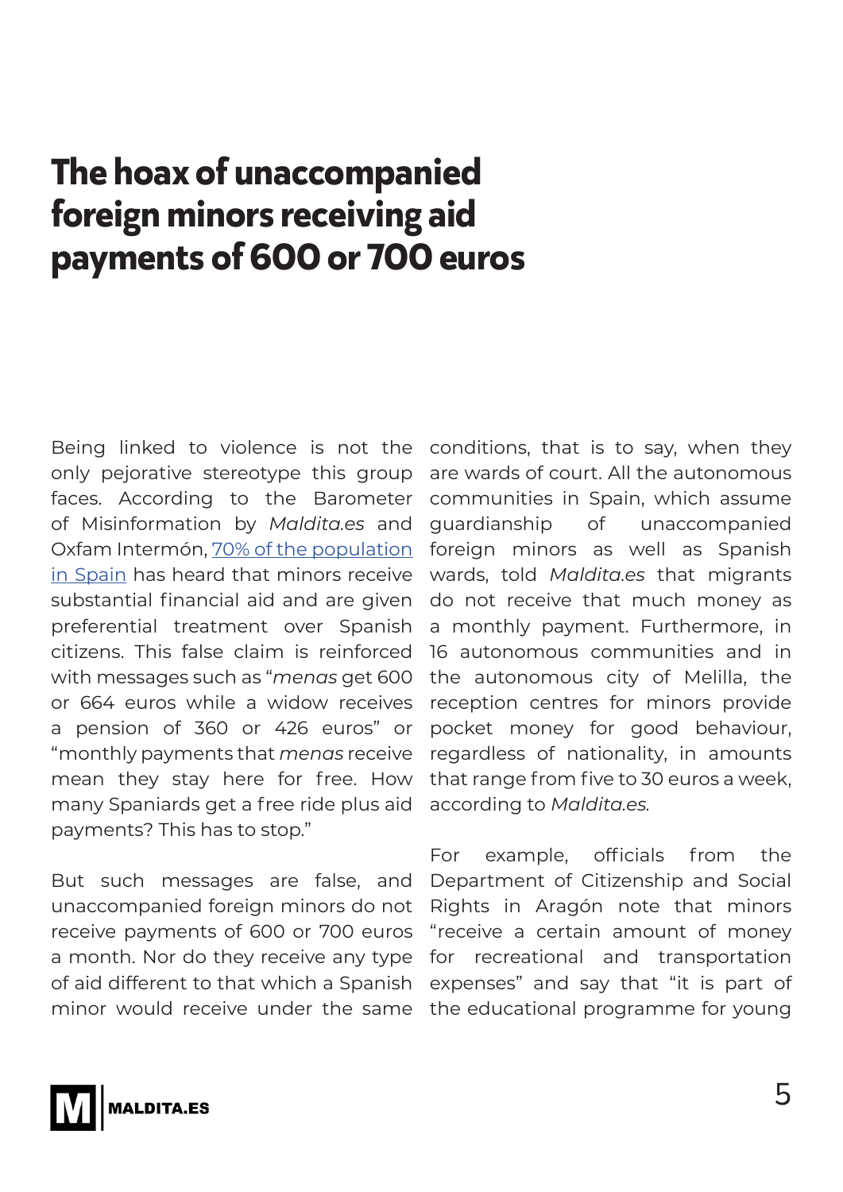# The hoax of unaccompanied foreign minors receiving aid payments of 600 or 700 euros

Being linked to violence is not the only pejorative stereotype this group faces. According to the Barometer of Misinformation by *Maldita.es* and Oxfam Intermón, [70% of the population in Spain](#) has heard that minors receive substantial financial aid and are given preferential treatment over Spanish citizens. This false claim is reinforced with messages such as "*menas* get 600 or 664 euros while a widow receives a pension of 360 or 426 euros" or "monthly payments that *menas* receive mean they stay here for free. How many Spaniards get a free ride plus aid payments? This has to stop."

But such messages are false, and unaccompanied foreign minors do not receive payments of 600 or 700 euros a month. Nor do they receive any type of aid different to that which a Spanish minor would receive under the same conditions, that is to say, when they are wards of court. All the autonomous communities in Spain, which assume guardianship of unaccompanied foreign minors as well as Spanish wards, told *Maldita.es* that migrants do not receive that much money as a monthly payment. Furthermore, in 16 autonomous communities and in the autonomous city of Melilla, the reception centres for minors provide pocket money for good behaviour, regardless of nationality, in amounts that range from five to 30 euros a week, according to *Maldita.es.*

For example, officials from the Department of Citizenship and Social Rights in Aragón note that minors "receive a certain amount of money for recreational and transportation expenses" and say that "it is part of the educational programme for young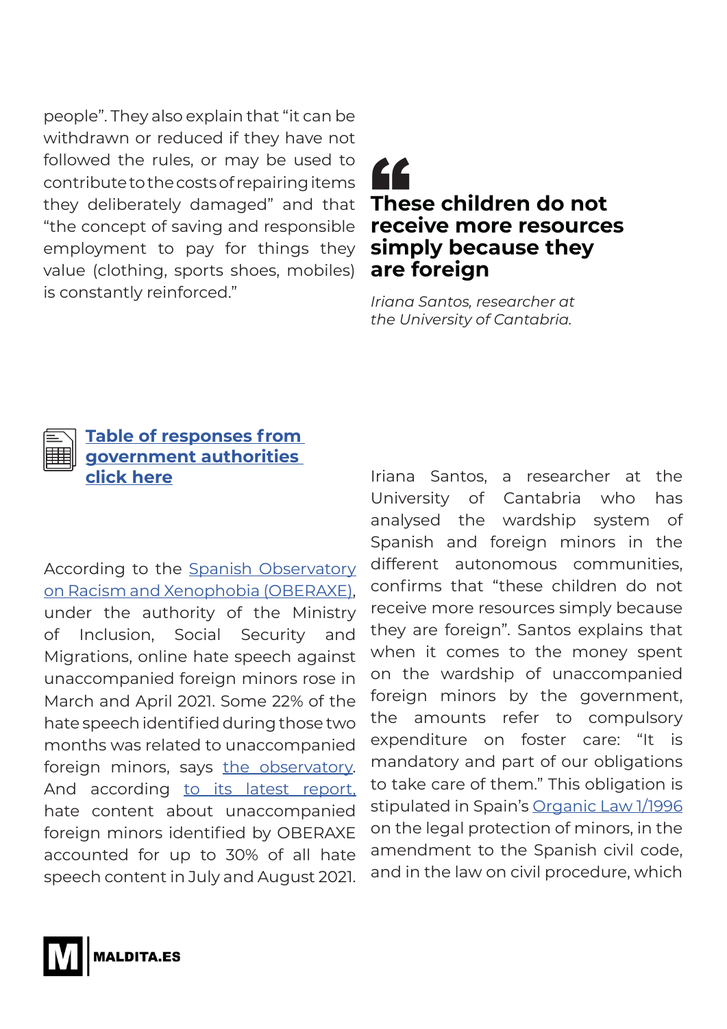people". They also explain that "it can be withdrawn or reduced if they have not followed the rules, or may be used to contribute to the costs of repairing items they deliberately damaged" and that "the concept of saving and responsible employment to pay for things they value (clothing, sports shoes, mobiles) is constantly reinforced."

> **These children do not receive more resources simply because they are foreign**
>
> *Iriana Santos, researcher at the University of Cantabria.*

**Table of responses from government authorities click here**

According to the Spanish Observatory on Racism and Xenophobia (OBERAXE), under the authority of the Ministry of Inclusion, Social Security and Migrations, online hate speech against unaccompanied foreign minors rose in March and April 2021. Some 22% of the hate speech identified during those two months was related to unaccompanied foreign minors, says the observatory. And according to its latest report, hate content about unaccompanied foreign minors identified by OBERAXE accounted for up to 30% of all hate speech content in July and August 2021.

Iriana Santos, a researcher at the University of Cantabria who has analysed the wardship system of Spanish and foreign minors in the different autonomous communities, confirms that "these children do not receive more resources simply because they are foreign". Santos explains that when it comes to the money spent on the wardship of unaccompanied foreign minors by the government, the amounts refer to compulsory expenditure on foster care: "It is mandatory and part of our obligations to take care of them." This obligation is stipulated in Spain's Organic Law 1/1996 on the legal protection of minors, in the amendment to the Spanish civil code, and in the law on civil procedure, which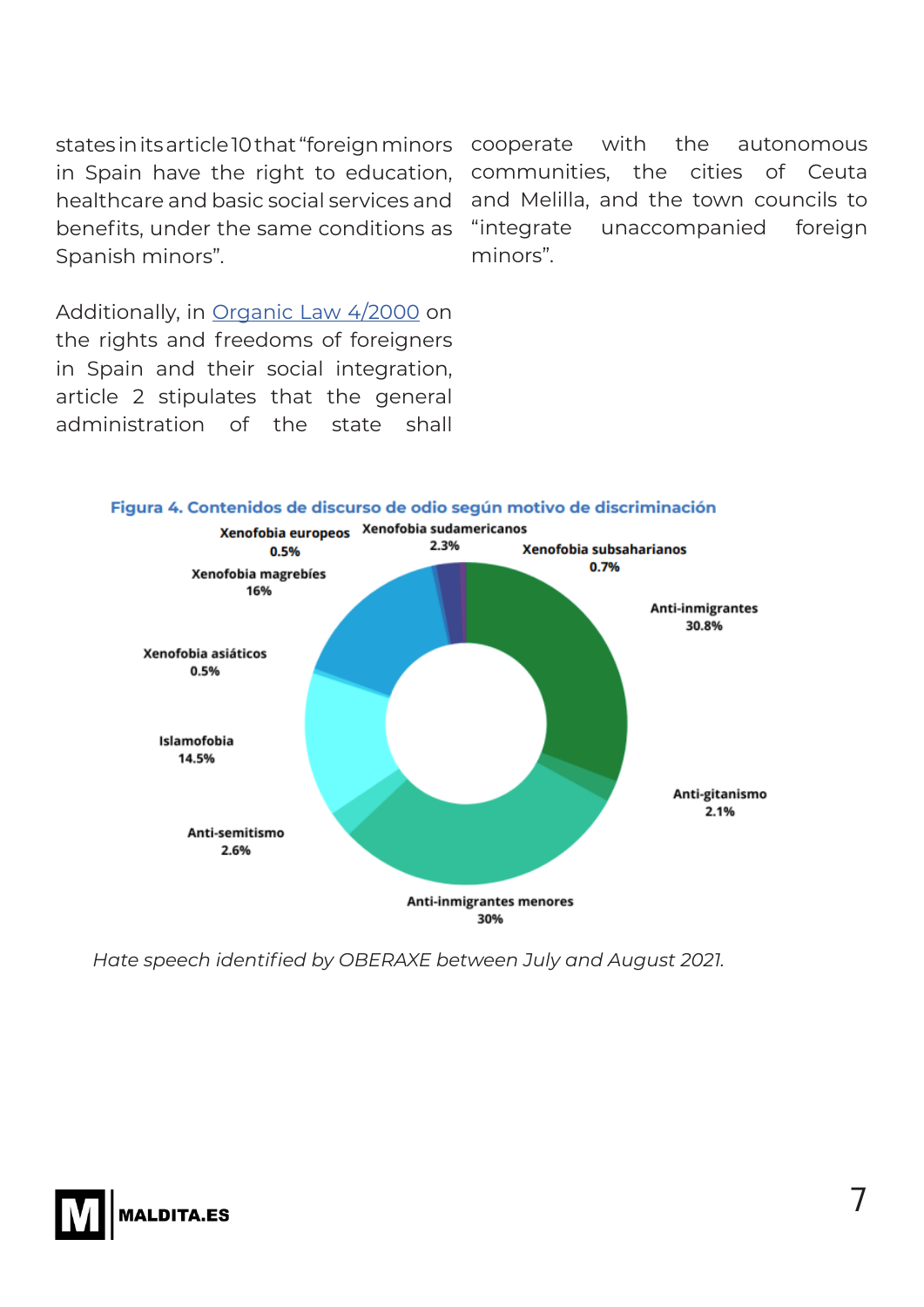states in its article 10 that "foreign minors in Spain have the right to education, healthcare and basic social services and benefits, under the same conditions as Spanish minors".

Additionally, in Organic Law 4/2000 on the rights and freedoms of foreigners in Spain and their social integration, article 2 stipulates that the general administration of the state shall cooperate with the autonomous communities, the cities of Ceuta and Melilla, and the town councils to "integrate unaccompanied foreign minors".

**Figura 4. Contenidos de discurso de odio según motivo de discriminación**

| Motivo | % |
|---|---|
| Anti-inmigrantes | 30.8% |
| Anti-gitanismo | 2.1% |
| Anti-inmigrantes menores | 30% |
| Anti-semitismo | 2.6% |
| Islamofobia | 14.5% |
| Xenofobia asiáticos | 0.5% |
| Xenofobia magrebíes | 16% |
| Xenofobia europeos | 0.5% |
| Xenofobia sudamericanos | 2.3% |
| Xenofobia subsaharianos | 0.7% |

*Hate speech identified by OBERAXE between July and August 2021.*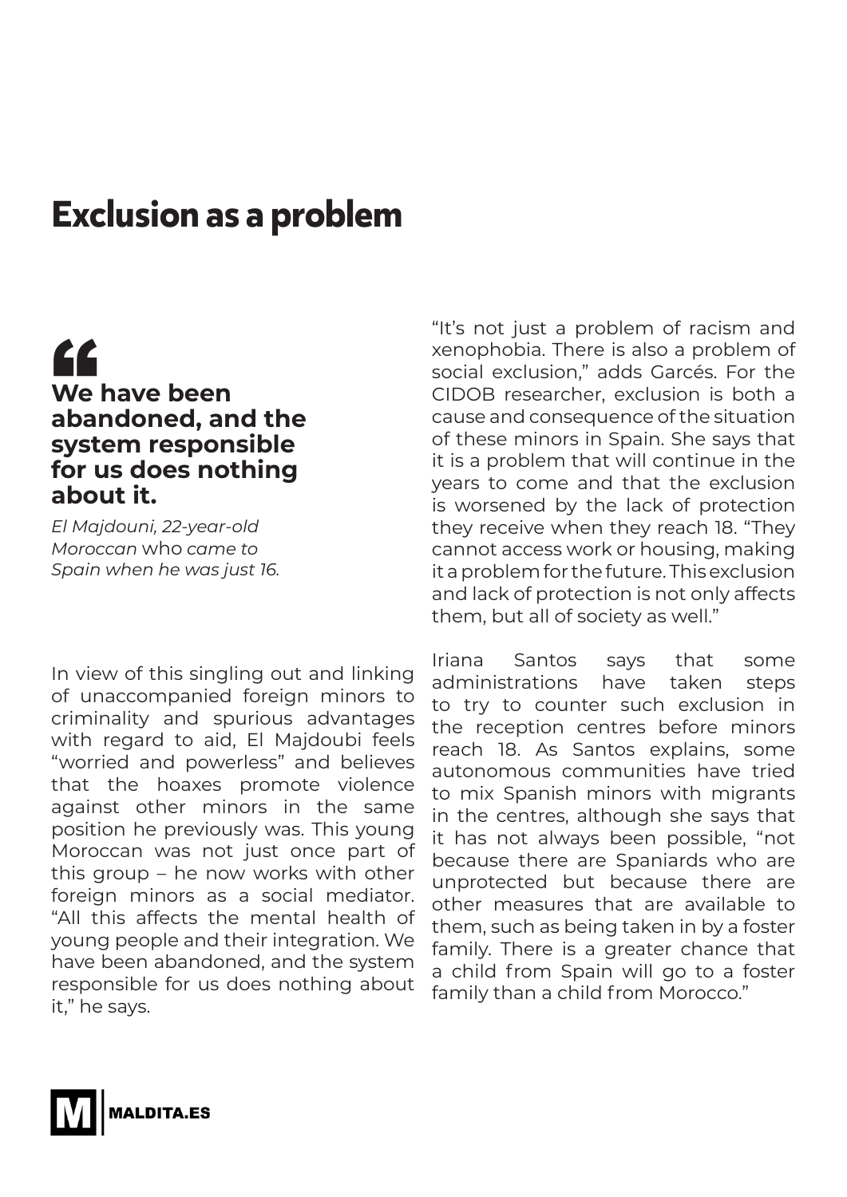# Exclusion as a problem

> **We have been abandoned, and the system responsible for us does nothing about it.**
>
> *El Majdouni, 22-year-old Moroccan* who *came to Spain when he was just 16.*

In view of this singling out and linking of unaccompanied foreign minors to criminality and spurious advantages with regard to aid, El Majdoubi feels "worried and powerless" and believes that the hoaxes promote violence against other minors in the same position he previously was. This young Moroccan was not just once part of this group – he now works with other foreign minors as a social mediator. "All this affects the mental health of young people and their integration. We have been abandoned, and the system responsible for us does nothing about it," he says.

"It's not just a problem of racism and xenophobia. There is also a problem of social exclusion," adds Garcés. For the CIDOB researcher, exclusion is both a cause and consequence of the situation of these minors in Spain. She says that it is a problem that will continue in the years to come and that the exclusion is worsened by the lack of protection they receive when they reach 18. "They cannot access work or housing, making it a problem for the future. This exclusion and lack of protection is not only affects them, but all of society as well."

Iriana Santos says that some administrations have taken steps to try to counter such exclusion in the reception centres before minors reach 18. As Santos explains, some autonomous communities have tried to mix Spanish minors with migrants in the centres, although she says that it has not always been possible, "not because there are Spaniards who are unprotected but because there are other measures that are available to them, such as being taken in by a foster family. There is a greater chance that a child from Spain will go to a foster family than a child from Morocco."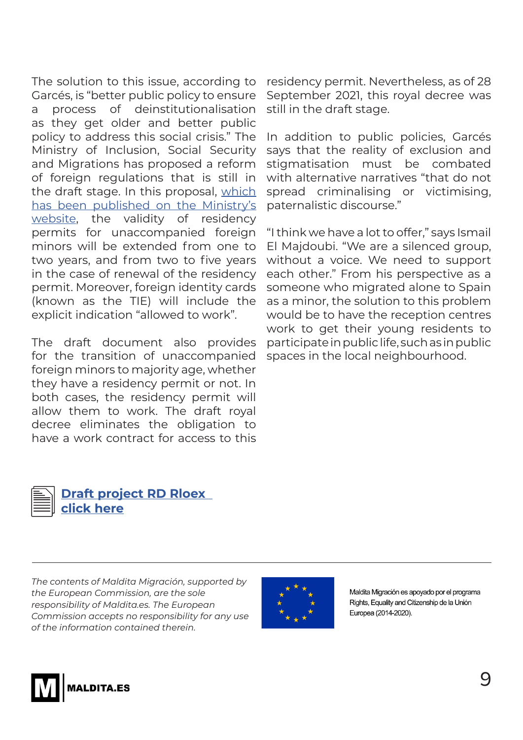The solution to this issue, according to Garcés, is "better public policy to ensure a process of deinstitutionalisation as they get older and better public policy to address this social crisis." The Ministry of Inclusion, Social Security and Migrations has proposed a reform of foreign regulations that is still in the draft stage. In this proposal, which has been published on the Ministry's website, the validity of residency permits for unaccompanied foreign minors will be extended from one to two years, and from two to five years in the case of renewal of the residency permit. Moreover, foreign identity cards (known as the TIE) will include the explicit indication "allowed to work".

The draft document also provides for the transition of unaccompanied foreign minors to majority age, whether they have a residency permit or not. In both cases, the residency permit will allow them to work. The draft royal decree eliminates the obligation to have a work contract for access to this residency permit. Nevertheless, as of 28 September 2021, this royal decree was still in the draft stage.

In addition to public policies, Garcés says that the reality of exclusion and stigmatisation must be combated with alternative narratives "that do not spread criminalising or victimising, paternalistic discourse."

"I think we have a lot to offer," says Ismail El Majdoubi. "We are a silenced group, without a voice. We need to support each other." From his perspective as a someone who migrated alone to Spain as a minor, the solution to this problem would be to have the reception centres work to get their young residents to participate in public life, such as in public spaces in the local neighbourhood.

**Draft project RD Rloex click here**

---

*The contents of Maldita Migración, supported by the European Commission, are the sole responsibility of Maldita.es. The European Commission accepts no responsibility for any use of the information contained therein.*

Maldita Migración es apoyado por el programa Rights, Equality and Citizenship de la Unión Europea (2014-2020).

MALDITA.ES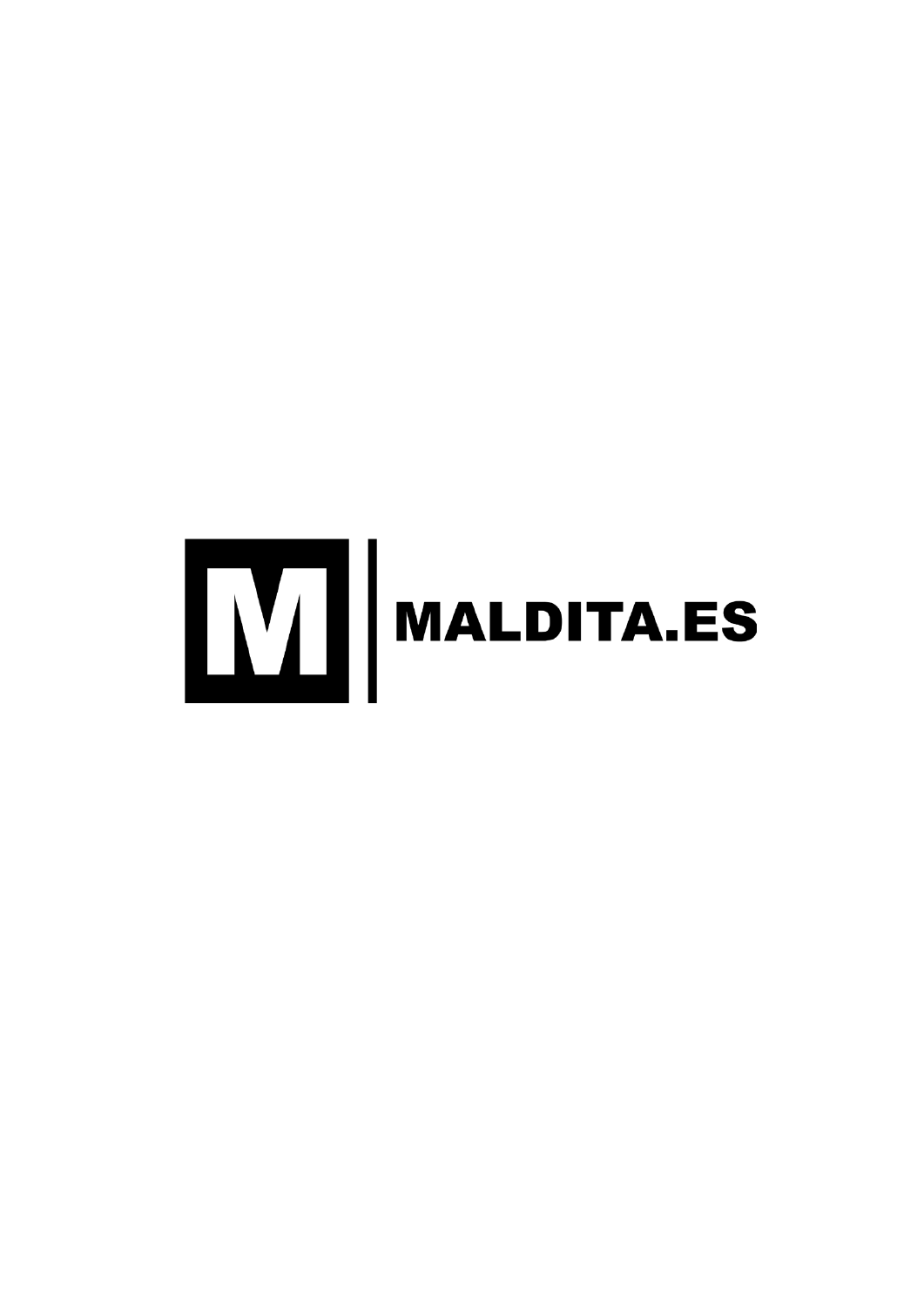MALDITA.ES